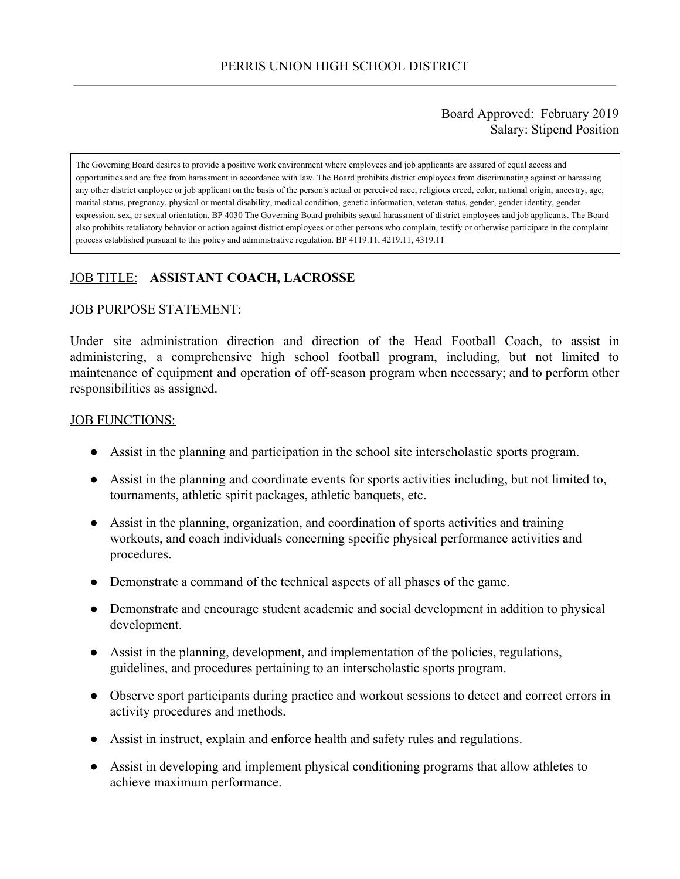# PERRIS UNION HIGH SCHOOL DISTRICT

Board Approved: February 2019
Salary: Stipend Position

The Governing Board desires to provide a positive work environment where employees and job applicants are assured of equal access and opportunities and are free from harassment in accordance with law. The Board prohibits district employees from discriminating against or harassing any other district employee or job applicant on the basis of the person's actual or perceived race, religious creed, color, national origin, ancestry, age, marital status, pregnancy, physical or mental disability, medical condition, genetic information, veteran status, gender, gender identity, gender expression, sex, or sexual orientation. BP 4030 The Governing Board prohibits sexual harassment of district employees and job applicants. The Board also prohibits retaliatory behavior or action against district employees or other persons who complain, testify or otherwise participate in the complaint process established pursuant to this policy and administrative regulation. BP 4119.11, 4219.11, 4319.11

JOB TITLE: **ASSISTANT COACH, LACROSSE**

JOB PURPOSE STATEMENT:

Under site administration direction and direction of the Head Football Coach, to assist in administering, a comprehensive high school football program, including, but not limited to maintenance of equipment and operation of off-season program when necessary; and to perform other responsibilities as assigned.

JOB FUNCTIONS:

- Assist in the planning and participation in the school site interscholastic sports program.
- Assist in the planning and coordinate events for sports activities including, but not limited to, tournaments, athletic spirit packages, athletic banquets, etc.
- Assist in the planning, organization, and coordination of sports activities and training workouts, and coach individuals concerning specific physical performance activities and procedures.
- Demonstrate a command of the technical aspects of all phases of the game.
- Demonstrate and encourage student academic and social development in addition to physical development.
- Assist in the planning, development, and implementation of the policies, regulations, guidelines, and procedures pertaining to an interscholastic sports program.
- Observe sport participants during practice and workout sessions to detect and correct errors in activity procedures and methods.
- Assist in instruct, explain and enforce health and safety rules and regulations.
- Assist in developing and implement physical conditioning programs that allow athletes to achieve maximum performance.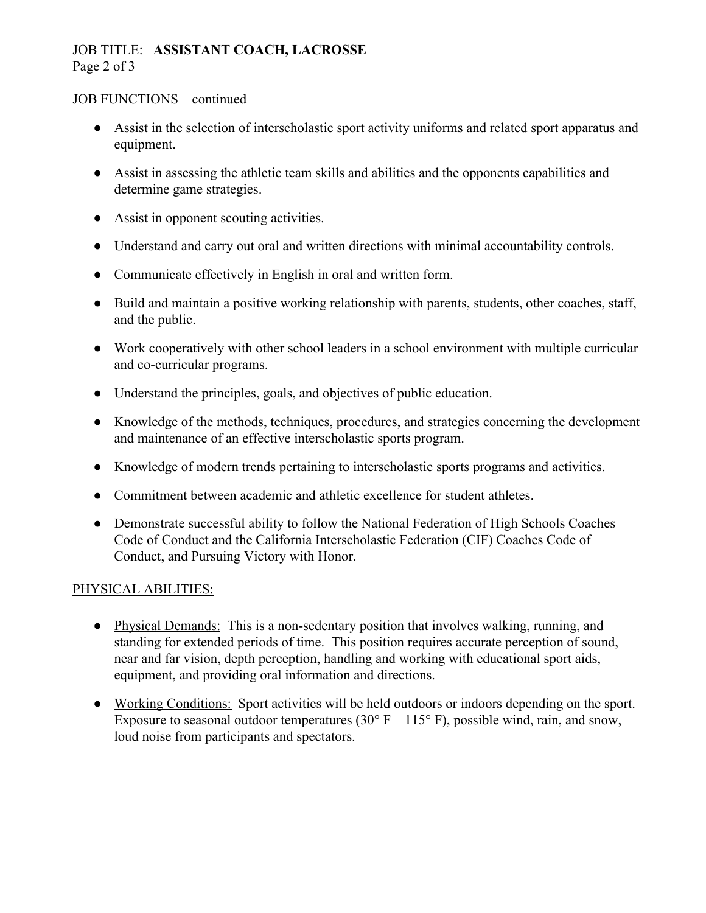JOB TITLE: **ASSISTANT COACH, LACROSSE**

JOB FUNCTIONS – continued

- Assist in the selection of interscholastic sport activity uniforms and related sport apparatus and equipment.
- Assist in assessing the athletic team skills and abilities and the opponents capabilities and determine game strategies.
- Assist in opponent scouting activities.
- Understand and carry out oral and written directions with minimal accountability controls.
- Communicate effectively in English in oral and written form.
- Build and maintain a positive working relationship with parents, students, other coaches, staff, and the public.
- Work cooperatively with other school leaders in a school environment with multiple curricular and co-curricular programs.
- Understand the principles, goals, and objectives of public education.
- Knowledge of the methods, techniques, procedures, and strategies concerning the development and maintenance of an effective interscholastic sports program.
- Knowledge of modern trends pertaining to interscholastic sports programs and activities.
- Commitment between academic and athletic excellence for student athletes.
- Demonstrate successful ability to follow the National Federation of High Schools Coaches Code of Conduct and the California Interscholastic Federation (CIF) Coaches Code of Conduct, and Pursuing Victory with Honor.

PHYSICAL ABILITIES:

- Physical Demands: This is a non-sedentary position that involves walking, running, and standing for extended periods of time. This position requires accurate perception of sound, near and far vision, depth perception, handling and working with educational sport aids, equipment, and providing oral information and directions.
- Working Conditions: Sport activities will be held outdoors or indoors depending on the sport. Exposure to seasonal outdoor temperatures (30° F – 115° F), possible wind, rain, and snow, loud noise from participants and spectators.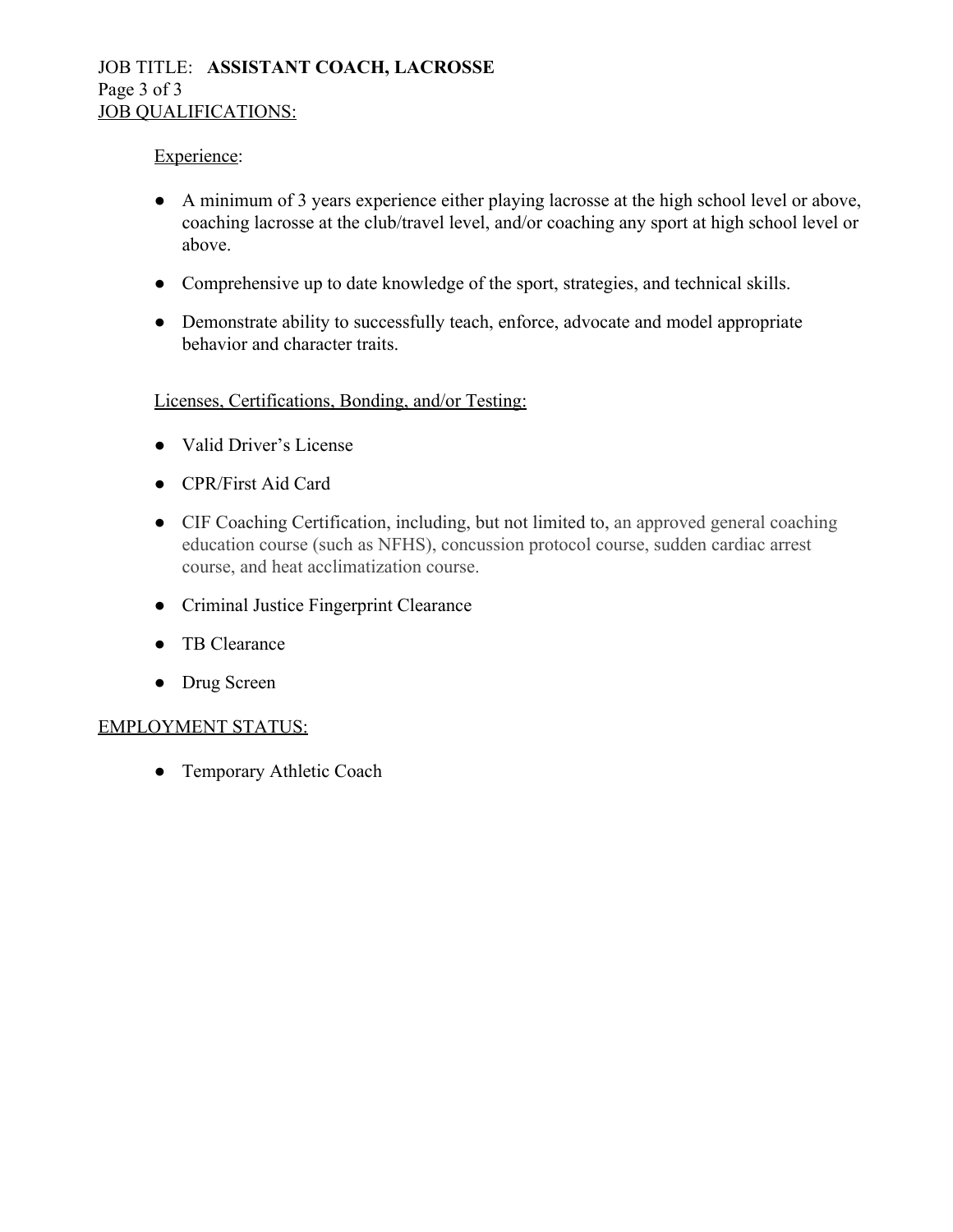JOB QUALIFICATIONS:

Experience:

- A minimum of 3 years experience either playing lacrosse at the high school level or above, coaching lacrosse at the club/travel level, and/or coaching any sport at high school level or above.
- Comprehensive up to date knowledge of the sport, strategies, and technical skills.
- Demonstrate ability to successfully teach, enforce, advocate and model appropriate behavior and character traits.

Licenses, Certifications, Bonding, and/or Testing:

- Valid Driver's License
- CPR/First Aid Card
- CIF Coaching Certification, including, but not limited to, an approved general coaching education course (such as NFHS), concussion protocol course, sudden cardiac arrest course, and heat acclimatization course.
- Criminal Justice Fingerprint Clearance
- TB Clearance
- Drug Screen

EMPLOYMENT STATUS:

- Temporary Athletic Coach